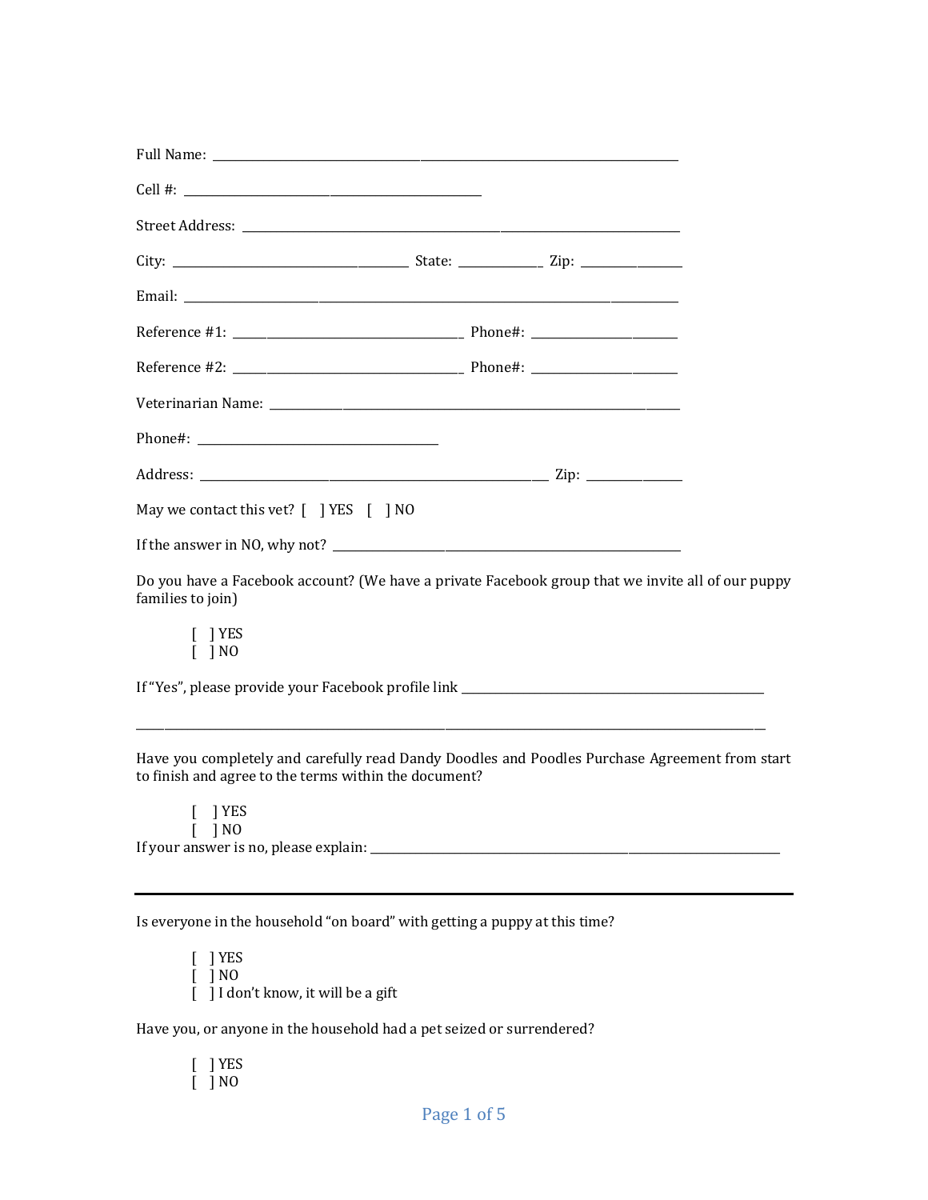Full Name: ______________________________________________________________________

Cell #: ____________________________________________

Street Address: _________________________________________________________________

City: ___________________________________ State: _____________ Zip: _______________

Email: __________________________________________________________________________

Reference #1: __________________________________ Phone#: ______________________

Reference #2: __________________________________ Phone#: ______________________

Veterinarian Name: ______________________________________________________________

Phone#: ___________________________________

Address: __________________________________________________ Zip: _______________

May we contact this vet? [ ] YES [ ] NO

If the answer in NO, why not? ___________________________________________________

Do you have a Facebook account? (We have a private Facebook group that we invite all of our puppy families to join)

- [ ] YES
- [ ] NO

If "Yes", please provide your Facebook profile link ____________________________________________

_____________________________________________________________________________________________

Have you completely and carefully read Dandy Doodles and Poodles Purchase Agreement from start to finish and agree to the terms within the document?

- [ ] YES
- [ ] NO

If your answer is no, please explain: ______________________________________________________________

---

Is everyone in the household "on board" with getting a puppy at this time?

- [ ] YES
- [ ] NO
- [ ] I don't know, it will be a gift

Have you, or anyone in the household had a pet seized or surrendered?

- [ ] YES
- [ ] NO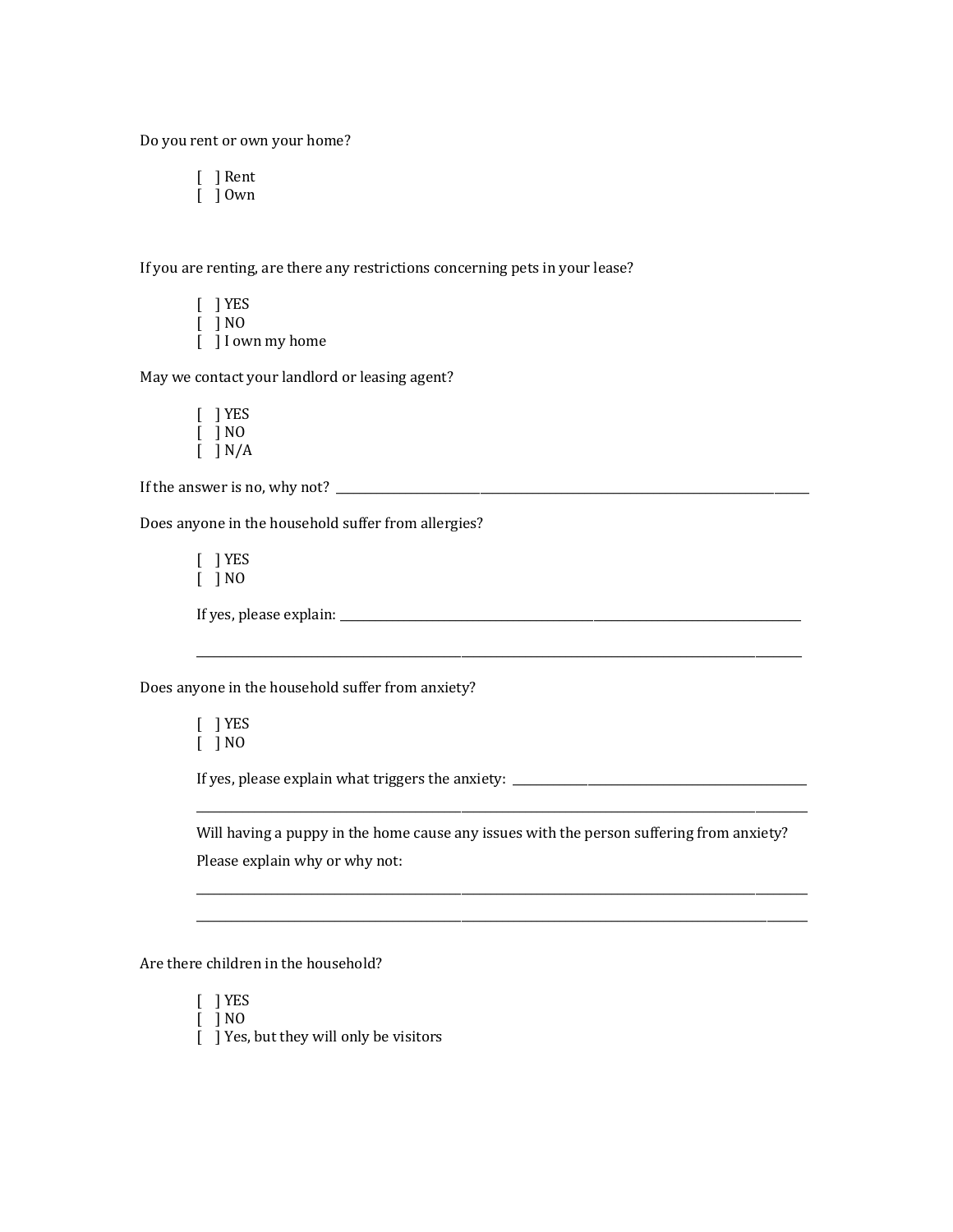Do you rent or own your home?

[ ] Rent
[ ] Own

If you are renting, are there any restrictions concerning pets in your lease?

[ ] YES
[ ] NO
[ ] I own my home

May we contact your landlord or leasing agent?

[ ] YES
[ ] NO
[ ] N/A

If the answer is no, why not? ______________________________________________________________________

Does anyone in the household suffer from allergies?

[ ] YES
[ ] NO

If yes, please explain: ______________________________________________________________________

______________________________________________________________________

Does anyone in the household suffer from anxiety?

[ ] YES
[ ] NO

If yes, please explain what triggers the anxiety: ______________________________________________

______________________________________________________________________

Will having a puppy in the home cause any issues with the person suffering from anxiety?

Please explain why or why not:

______________________________________________________________________

______________________________________________________________________

Are there children in the household?

[ ] YES
[ ] NO
[ ] Yes, but they will only be visitors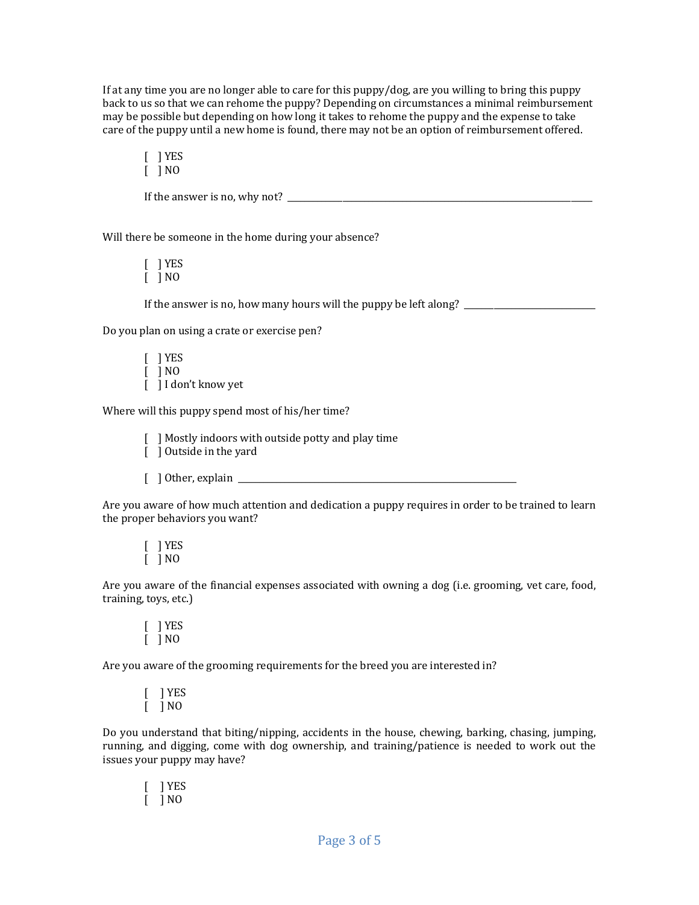If at any time you are no longer able to care for this puppy/dog, are you willing to bring this puppy back to us so that we can rehome the puppy? Depending on circumstances a minimal reimbursement may be possible but depending on how long it takes to rehome the puppy and the expense to take care of the puppy until a new home is found, there may not be an option of reimbursement offered.

[ ] YES
[ ] NO

If the answer is no, why not? ____________________________________________________________

Will there be someone in the home during your absence?

[ ] YES
[ ] NO

If the answer is no, how many hours will the puppy be left along? ____________________

Do you plan on using a crate or exercise pen?

[ ] YES
[ ] NO
[ ] I don't know yet

Where will this puppy spend most of his/her time?

[ ] Mostly indoors with outside potty and play time
[ ] Outside in the yard

[ ] Other, explain ____________________________________________

Are you aware of how much attention and dedication a puppy requires in order to be trained to learn the proper behaviors you want?

[ ] YES
[ ] NO

Are you aware of the financial expenses associated with owning a dog (i.e. grooming, vet care, food, training, toys, etc.)

[ ] YES
[ ] NO

Are you aware of the grooming requirements for the breed you are interested in?

[ ] YES
[ ] NO

Do you understand that biting/nipping, accidents in the house, chewing, barking, chasing, jumping, running, and digging, come with dog ownership, and training/patience is needed to work out the issues your puppy may have?

[ ] YES
[ ] NO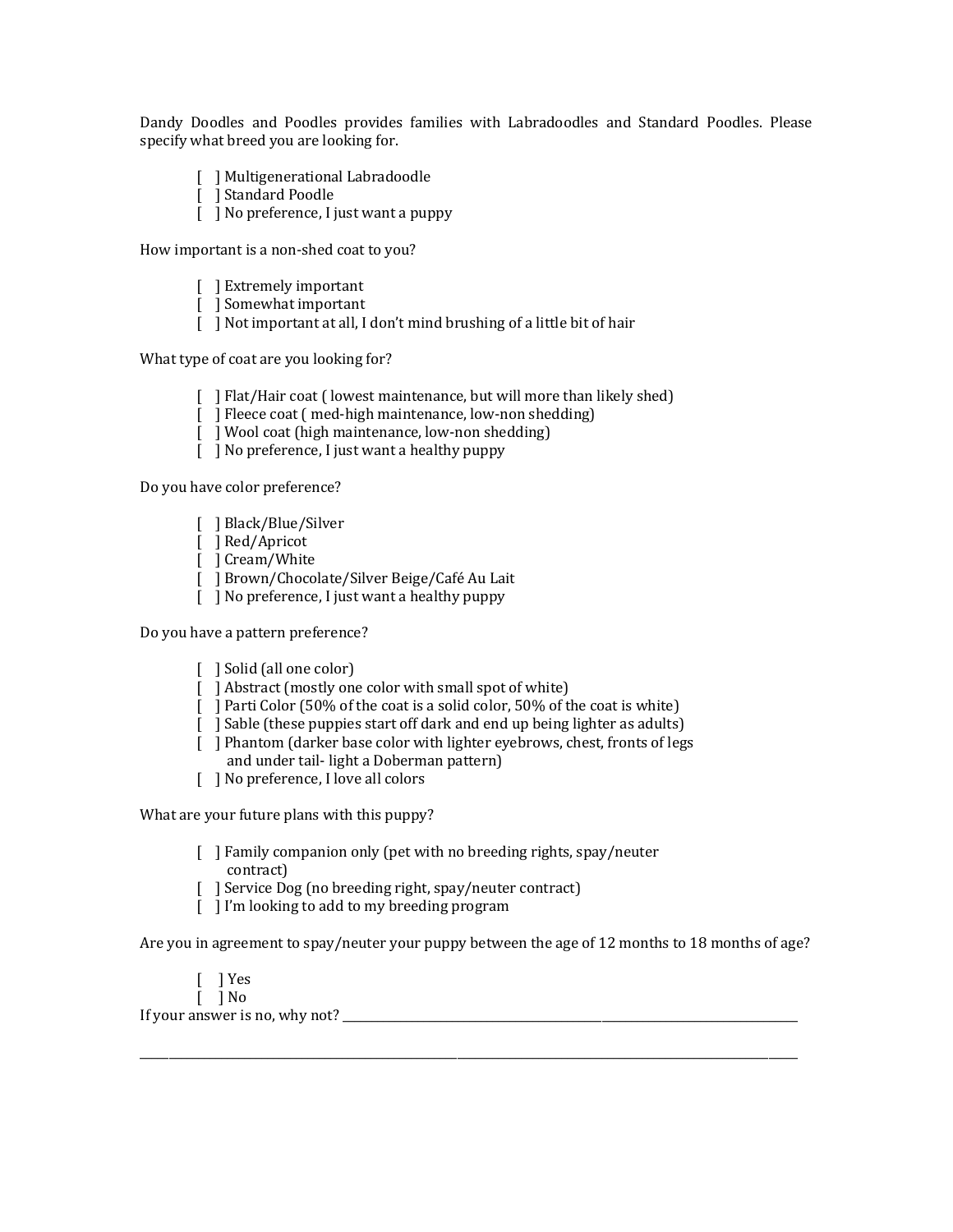Dandy Doodles and Poodles provides families with Labradoodles and Standard Poodles. Please specify what breed you are looking for.

[ ] Multigenerational Labradoodle
[ ] Standard Poodle
[ ] No preference, I just want a puppy

How important is a non-shed coat to you?

[ ] Extremely important
[ ] Somewhat important
[ ] Not important at all, I don't mind brushing of a little bit of hair

What type of coat are you looking for?

[ ] Flat/Hair coat ( lowest maintenance, but will more than likely shed)
[ ] Fleece coat ( med-high maintenance, low-non shedding)
[ ] Wool coat (high maintenance, low-non shedding)
[ ] No preference, I just want a healthy puppy

Do you have color preference?

[ ] Black/Blue/Silver
[ ] Red/Apricot
[ ] Cream/White
[ ] Brown/Chocolate/Silver Beige/Café Au Lait
[ ] No preference, I just want a healthy puppy

Do you have a pattern preference?

[ ] Solid (all one color)
[ ] Abstract (mostly one color with small spot of white)
[ ] Parti Color (50% of the coat is a solid color, 50% of the coat is white)
[ ] Sable (these puppies start off dark and end up being lighter as adults)
[ ] Phantom (darker base color with lighter eyebrows, chest, fronts of legs and under tail- light a Doberman pattern)
[ ] No preference, I love all colors

What are your future plans with this puppy?

[ ] Family companion only (pet with no breeding rights, spay/neuter contract)
[ ] Service Dog (no breeding right, spay/neuter contract)
[ ] I'm looking to add to my breeding program

Are you in agreement to spay/neuter your puppy between the age of 12 months to 18 months of age?

[ ] Yes
[ ] No

If your answer is no, why not? ______________________________________________________________

______________________________________________________________________________________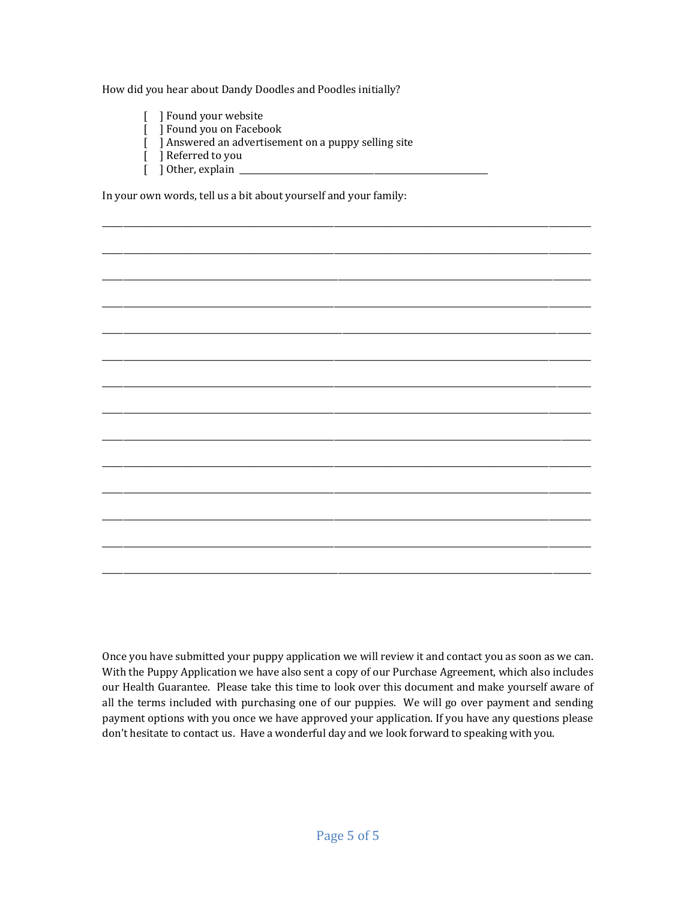How did you hear about Dandy Doodles and Poodles initially?

- [ ] Found your website
- [ ] Found you on Facebook
- [ ] Answered an advertisement on a puppy selling site
- [ ] Referred to you
- [ ] Other, explain ______________________________________________

In your own words, tell us a bit about yourself and your family:

_______________________________________________________________________________

_______________________________________________________________________________

_______________________________________________________________________________

_______________________________________________________________________________

_______________________________________________________________________________

_______________________________________________________________________________

_______________________________________________________________________________

_______________________________________________________________________________

_______________________________________________________________________________

_______________________________________________________________________________

_______________________________________________________________________________

_______________________________________________________________________________

_______________________________________________________________________________

_______________________________________________________________________________

Once you have submitted your puppy application we will review it and contact you as soon as we can. With the Puppy Application we have also sent a copy of our Purchase Agreement, which also includes our Health Guarantee. Please take this time to look over this document and make yourself aware of all the terms included with purchasing one of our puppies. We will go over payment and sending payment options with you once we have approved your application. If you have any questions please don't hesitate to contact us. Have a wonderful day and we look forward to speaking with you.